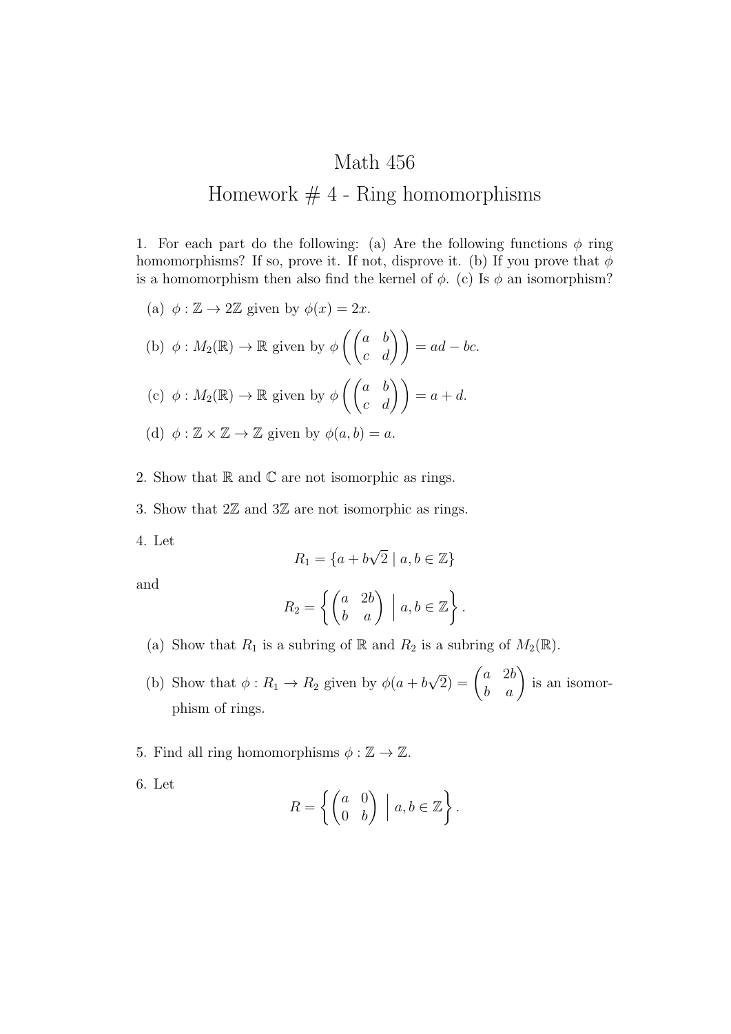# Math 456

## Homework # 4 - Ring homomorphisms

1. For each part do the following: (a) Are the following functions $\phi$ ring homomorphisms? If so, prove it. If not, disprove it. (b) If you prove that $\phi$ is a homomorphism then also find the kernel of $\phi$. (c) Is $\phi$ an isomorphism?

   (a) $\phi : \mathbb{Z} \to 2\mathbb{Z}$ given by $\phi(x) = 2x$.

   (b) $\phi : M_2(\mathbb{R}) \to \mathbb{R}$ given by $\phi\left(\begin{pmatrix} a & b \\ c & d \end{pmatrix}\right) = ad - bc$.

   (c) $\phi : M_2(\mathbb{R}) \to \mathbb{R}$ given by $\phi\left(\begin{pmatrix} a & b \\ c & d \end{pmatrix}\right) = a + d$.

   (d) $\phi : \mathbb{Z} \times \mathbb{Z} \to \mathbb{Z}$ given by $\phi(a, b) = a$.

2. Show that $\mathbb{R}$ and $\mathbb{C}$ are not isomorphic as rings.

3. Show that $2\mathbb{Z}$ and $3\mathbb{Z}$ are not isomorphic as rings.

4. Let
$$R_1 = \{a + b\sqrt{2} \mid a, b \in \mathbb{Z}\}$$
and
$$R_2 = \left\{ \begin{pmatrix} a & 2b \\ b & a \end{pmatrix} \;\middle|\; a, b \in \mathbb{Z} \right\}.$$

   (a) Show that $R_1$ is a subring of $\mathbb{R}$ and $R_2$ is a subring of $M_2(\mathbb{R})$.

   (b) Show that $\phi : R_1 \to R_2$ given by $\phi(a + b\sqrt{2}) = \begin{pmatrix} a & 2b \\ b & a \end{pmatrix}$ is an isomorphism of rings.

5. Find all ring homomorphisms $\phi : \mathbb{Z} \to \mathbb{Z}$.

6. Let
$$R = \left\{ \begin{pmatrix} a & 0 \\ 0 & b \end{pmatrix} \;\middle|\; a, b \in \mathbb{Z} \right\}.$$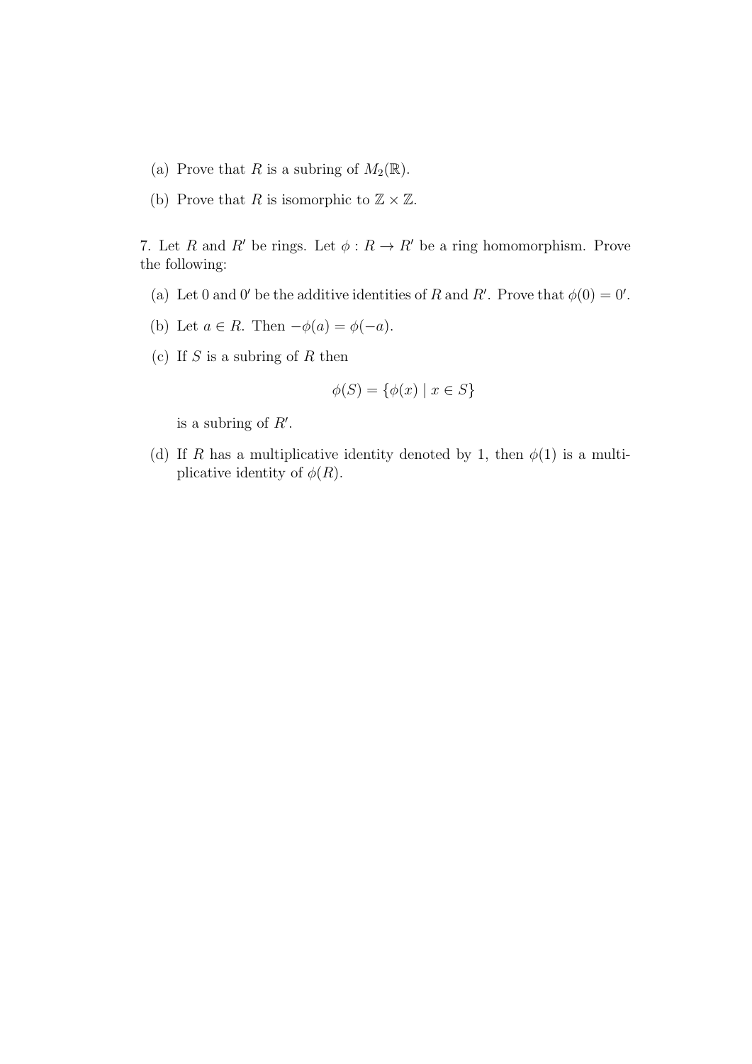(a) Prove that $R$ is a subring of $M_2(\mathbb{R})$.

(b) Prove that $R$ is isomorphic to $\mathbb{Z} \times \mathbb{Z}$.

7. Let $R$ and $R'$ be rings. Let $\phi : R \to R'$ be a ring homomorphism. Prove the following:

(a) Let $0$ and $0'$ be the additive identities of $R$ and $R'$. Prove that $\phi(0) = 0'$.

(b) Let $a \in R$. Then $-\phi(a) = \phi(-a)$.

(c) If $S$ is a subring of $R$ then

$$\phi(S) = \{\phi(x) \mid x \in S\}$$

is a subring of $R'$.

(d) If $R$ has a multiplicative identity denoted by $1$, then $\phi(1)$ is a multiplicative identity of $\phi(R)$.